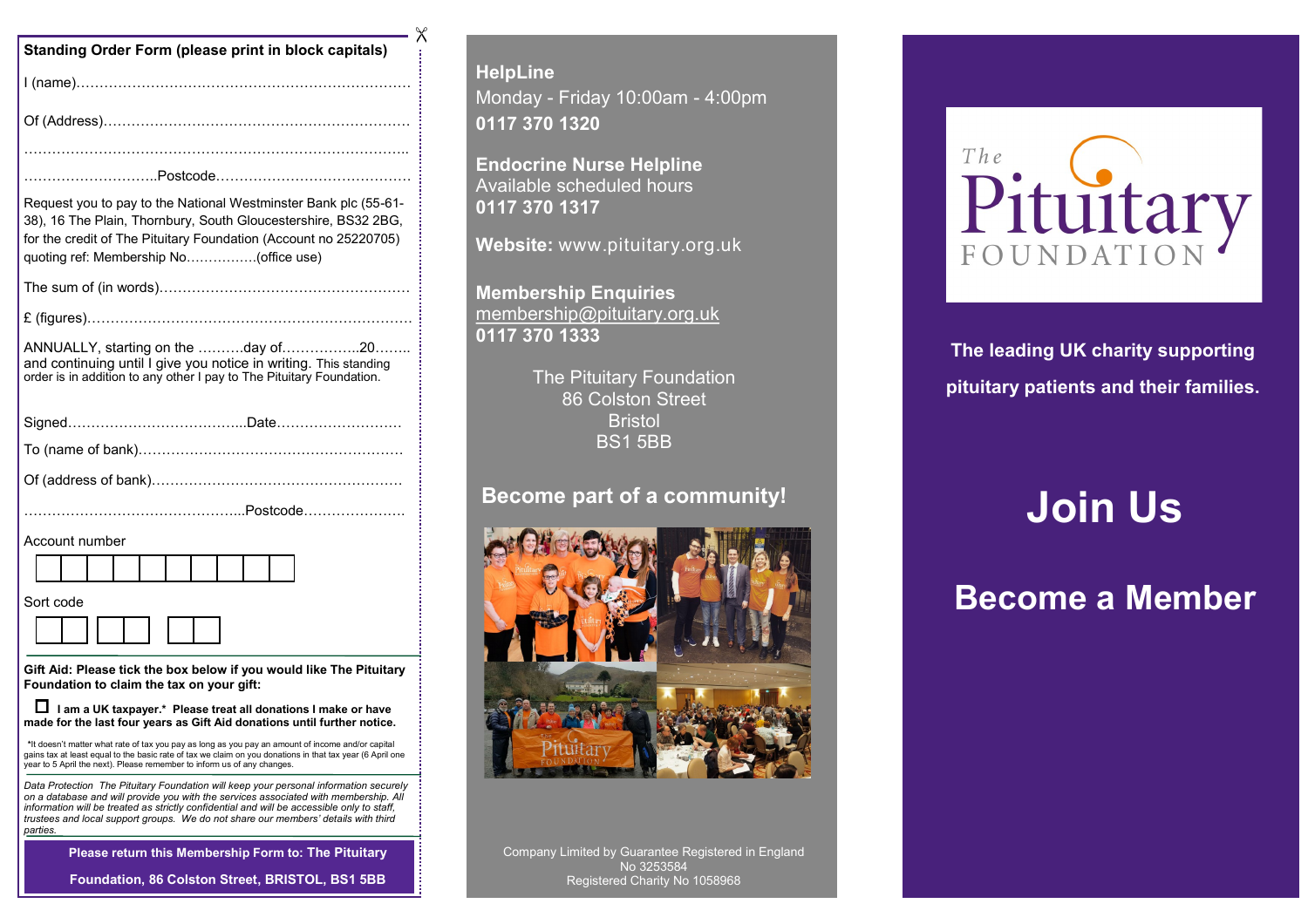## Standing Order Form (please print in block capitals)

I (name)……………………………………………………………………

Of (Address)………………………………………………………………

………………………………………………………………………………..

………………………..Postcode……………………………………

Request you to pay to the National Westminster Bank plc (55-61-38), 16 The Plain, Thornbury, South Gloucestershire, BS32 2BG, for the credit of The Pituitary Foundation (Account no 25220705) quoting ref: Membership No…………….(office use)

The sum of (in words)………………………………………………

£ (figures)……………………………………………………………

ANNUALLY, starting on the ……….day of……………..20…….. and continuing until I give you notice in writing. This standing order is in addition to any other I pay to The Pituitary Foundation.

Signed………………………………...Date………………………

To (name of bank)…………………………………………………

Of (address of bank)………………………………………………

………………………………………...Postcode…………………

Account number

| | | | | | | | | | |
|---|---|---|---|---|---|---|---|---|---|
| | | | | | | | | | |

Sort code

| | | | | | |
|---|---|---|---|---|---|
| | | | | | |

**Gift Aid: Please tick the box below if you would like The Pituitary Foundation to claim the tax on your gift:**

☐ **I am a UK taxpayer.* Please treat all donations I make or have made for the last four years as Gift Aid donations until further notice.**

*It doesn't matter what rate of tax you pay as long as you pay an amount of income and/or capital gains tax at least equal to the basic rate of tax we claim on you donations in that tax year (6 April one year to 5 April the next). Please remember to inform us of any changes.

*Data Protection The Pituitary Foundation will keep your personal information securely on a database and will provide you with the services associated with membership. All information will be treated as strictly confidential and will be accessible only to staff, trustees and local support groups. We do not share our members' details with third parties.*

**Please return this Membership Form to: The Pituitary Foundation, 86 Colston Street, BRISTOL, BS1 5BB**

**HelpLine**
Monday - Friday 10:00am - 4:00pm
**0117 370 1320**

**Endocrine Nurse Helpline**
Available scheduled hours
**0117 370 1317**

**Website:** www.pituitary.org.uk

**Membership Enquiries**
membership@pituitary.org.uk
**0117 370 1333**

The Pituitary Foundation
86 Colston Street
Bristol
BS1 5BB

## Become part of a community!

Company Limited by Guarantee Registered in England No 3253584
Registered Charity No 1058968

The Pituitary Foundation

**The leading UK charity supporting pituitary patients and their families.**

# Join Us

# Become a Member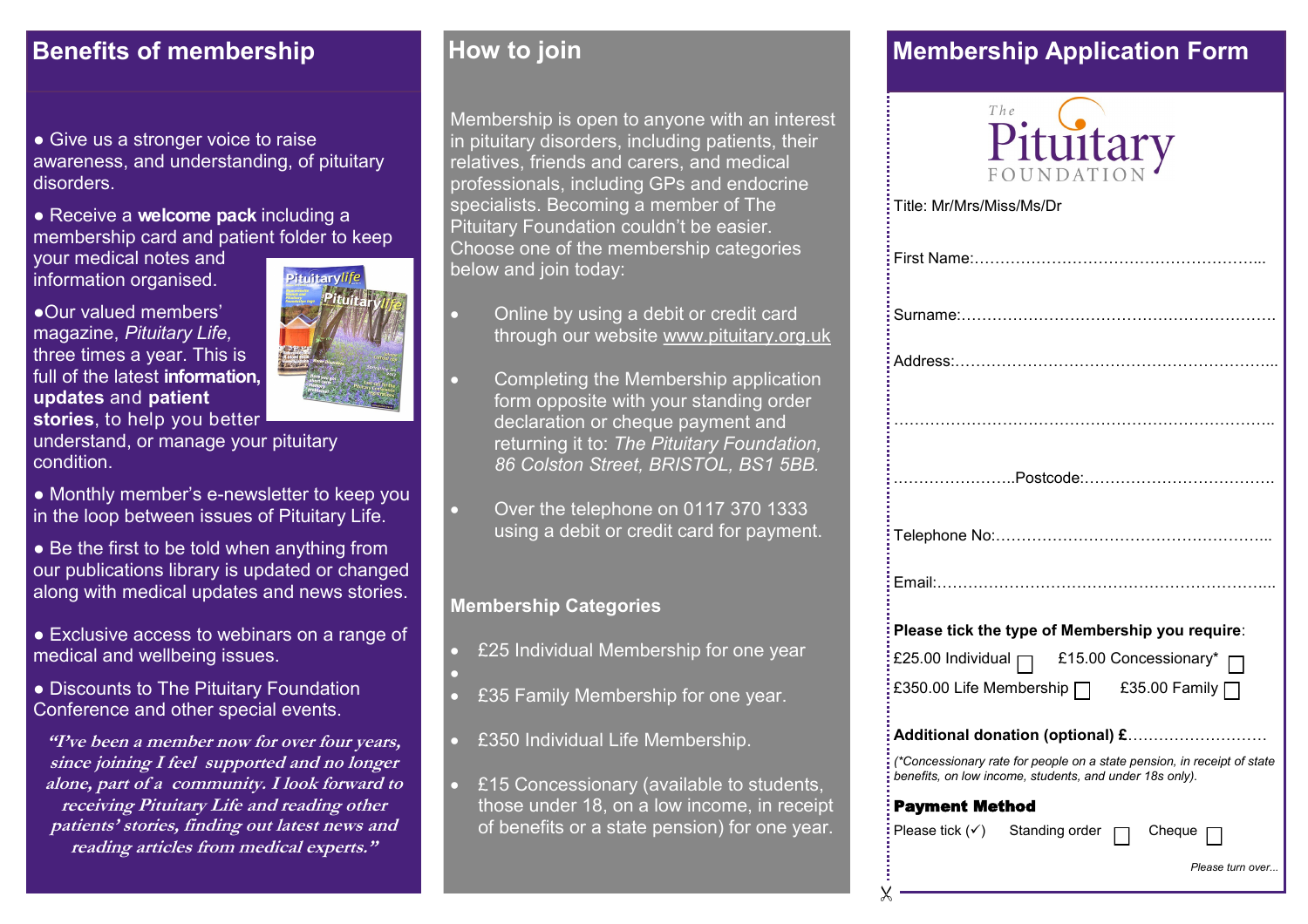## Benefits of membership

- Give us a stronger voice to raise awareness, and understanding, of pituitary disorders.
- Receive a **welcome pack** including a membership card and patient folder to keep your medical notes and information organised.
- Our valued members' magazine, *Pituitary Life,* three times a year. This is full of the latest **information, updates** and **patient stories**, to help you better understand, or manage your pituitary condition.
- Monthly member's e-newsletter to keep you in the loop between issues of Pituitary Life.
- Be the first to be told when anything from our publications library is updated or changed along with medical updates and news stories.
- Exclusive access to webinars on a range of medical and wellbeing issues.
- Discounts to The Pituitary Foundation Conference and other special events.

***"I've been a member now for over four years, since joining I feel supported and no longer alone, part of a community. I look forward to receiving Pituitary Life and reading other patients' stories, finding out latest news and reading articles from medical experts."***

## How to join

Membership is open to anyone with an interest in pituitary disorders, including patients, their relatives, friends and carers, and medical professionals, including GPs and endocrine specialists. Becoming a member of The Pituitary Foundation couldn't be easier. Choose one of the membership categories below and join today:

- Online by using a debit or credit card through our website www.pituitary.org.uk
- Completing the Membership application form opposite with your standing order declaration or cheque payment and returning it to: *The Pituitary Foundation, 86 Colston Street, BRISTOL, BS1 5BB.*
- Over the telephone on 0117 370 1333 using a debit or credit card for payment.

### Membership Categories

- £25 Individual Membership for one year
- £35 Family Membership for one year.
- £350 Individual Life Membership.
- £15 Concessionary (available to students, those under 18, on a low income, in receipt of benefits or a state pension) for one year.

## Membership Application Form

The Pituitary Foundation

Title: Mr/Mrs/Miss/Ms/Dr

First Name:…………………………………………………...

Surname:……………………………………………………….

Address:………………………………………………………...

………………………………………………………………...

…………………..Postcode:………………………………

Telephone No:………………………………………………...

Email:…………………………………………………………...

**Please tick the type of Membership you require**:

£25.00 Individual ☐ £15.00 Concessionary* ☐

£350.00 Life Membership ☐ £35.00 Family ☐

**Additional donation (optional) £**………………………

*(\*Concessionary rate for people on a state pension, in receipt of state benefits, on low income, students, and under 18s only).*

**Payment Method**

Please tick (✓) Standing order ☐ Cheque ☐

*Please turn over...*